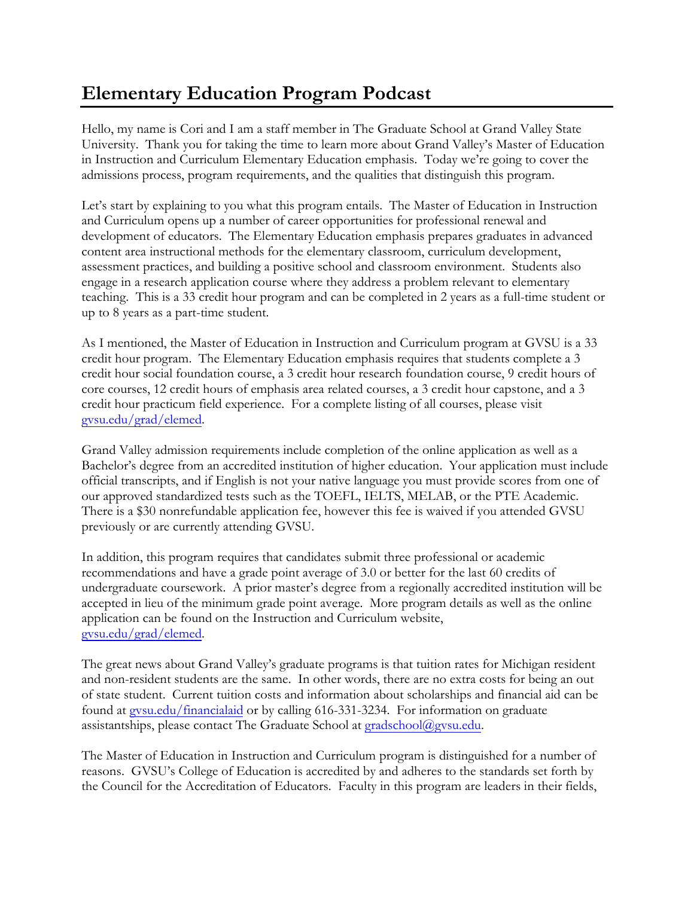# Elementary Education Program Podcast

Hello, my name is Cori and I am a staff member in The Graduate School at Grand Valley State University. Thank you for taking the time to learn more about Grand Valley's Master of Education in Instruction and Curriculum Elementary Education emphasis. Today we're going to cover the admissions process, program requirements, and the qualities that distinguish this program.

Let's start by explaining to you what this program entails. The Master of Education in Instruction and Curriculum opens up a number of career opportunities for professional renewal and development of educators. The Elementary Education emphasis prepares graduates in advanced content area instructional methods for the elementary classroom, curriculum development, assessment practices, and building a positive school and classroom environment. Students also engage in a research application course where they address a problem relevant to elementary teaching. This is a 33 credit hour program and can be completed in 2 years as a full-time student or up to 8 years as a part-time student.

As I mentioned, the Master of Education in Instruction and Curriculum program at GVSU is a 33 credit hour program. The Elementary Education emphasis requires that students complete a 3 credit hour social foundation course, a 3 credit hour research foundation course, 9 credit hours of core courses, 12 credit hours of emphasis area related courses, a 3 credit hour capstone, and a 3 credit hour practicum field experience. For a complete listing of all courses, please visit gvsu.edu/grad/elemed.

Grand Valley admission requirements include completion of the online application as well as a Bachelor's degree from an accredited institution of higher education. Your application must include official transcripts, and if English is not your native language you must provide scores from one of our approved standardized tests such as the TOEFL, IELTS, MELAB, or the PTE Academic. There is a $30 nonrefundable application fee, however this fee is waived if you attended GVSU previously or are currently attending GVSU.

In addition, this program requires that candidates submit three professional or academic recommendations and have a grade point average of 3.0 or better for the last 60 credits of undergraduate coursework. A prior master's degree from a regionally accredited institution will be accepted in lieu of the minimum grade point average. More program details as well as the online application can be found on the Instruction and Curriculum website, gvsu.edu/grad/elemed.

The great news about Grand Valley's graduate programs is that tuition rates for Michigan resident and non-resident students are the same. In other words, there are no extra costs for being an out of state student. Current tuition costs and information about scholarships and financial aid can be found at gvsu.edu/financialaid or by calling 616-331-3234. For information on graduate assistantships, please contact The Graduate School at gradschool@gvsu.edu.

The Master of Education in Instruction and Curriculum program is distinguished for a number of reasons. GVSU's College of Education is accredited by and adheres to the standards set forth by the Council for the Accreditation of Educators. Faculty in this program are leaders in their fields,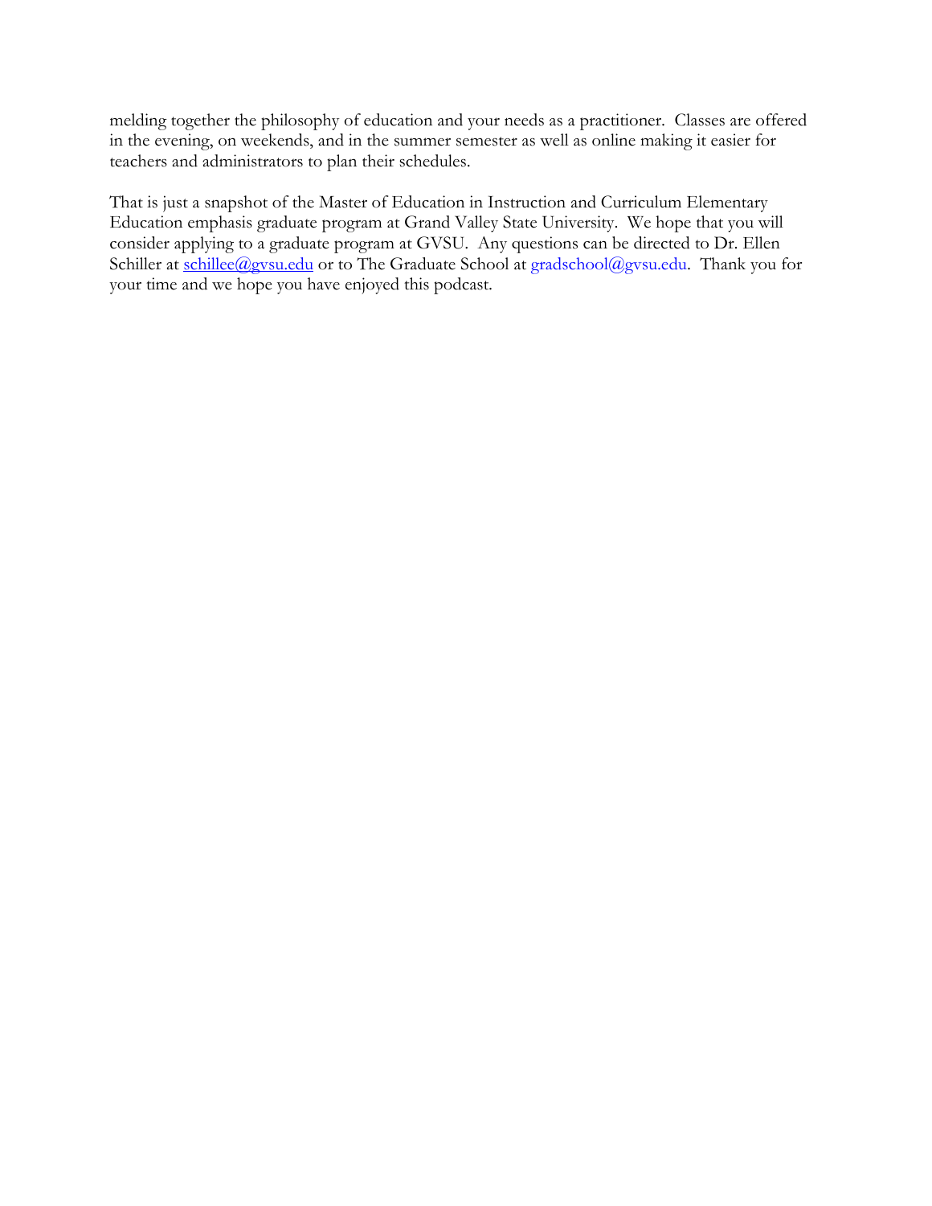melding together the philosophy of education and your needs as a practitioner. Classes are offered in the evening, on weekends, and in the summer semester as well as online making it easier for teachers and administrators to plan their schedules.

That is just a snapshot of the Master of Education in Instruction and Curriculum Elementary Education emphasis graduate program at Grand Valley State University. We hope that you will consider applying to a graduate program at GVSU. Any questions can be directed to Dr. Ellen Schiller at schillee@gvsu.edu or to The Graduate School at gradschool@gvsu.edu. Thank you for your time and we hope you have enjoyed this podcast.